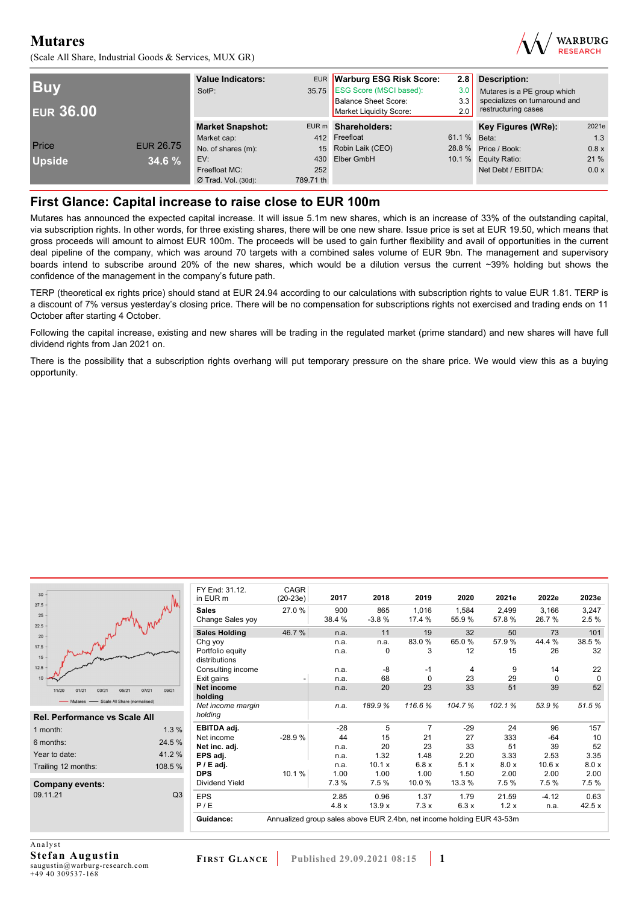# Mutares

(Scale All Share, Industrial Goods & Services, MUX GR)

| Buy | |
|---|---|
| EUR 36.00 | |
| Price | EUR 26.75 |
| Upside | 34.6 % |

| Value Indicators: | EUR |
|---|---|
| SotP: | 35.75 |

| Warburg ESG Risk Score: | 2.8 |
|---|---|
| ESG Score (MSCI based): | 3.0 |
| Balance Sheet Score: | 3.3 |
| Market Liquidity Score: | 2.0 |

**Description:**
Mutares is a PE group which specializes on turnaround and restructuring cases

| Market Snapshot: | EUR m |
|---|---|
| Market cap: | 412 |
| No. of shares (m): | 15 |
| EV: | 430 |
| Freefloat MC: | 252 |
| Ø Trad. Vol. (30d): | 789.71 th |

| Shareholders: | |
|---|---|
| Freefloat | 61.1 % |
| Robin Laik (CEO) | 28.8 % |
| Elber GmbH | 10.1 % |

| Key Figures (WRe): | 2021e |
|---|---|
| Beta: | 1.3 |
| Price / Book: | 0.8 x |
| Equity Ratio: | 21 % |
| Net Debt / EBITDA: | 0.0 x |

## First Glance: Capital increase to raise close to EUR 100m

Mutares has announced the expected capital increase. It will issue 5.1m new shares, which is an increase of 33% of the outstanding capital, via subscription rights. In other words, for three existing shares, there will be one new share. Issue price is set at EUR 19.50, which means that gross proceeds will amount to almost EUR 100m. The proceeds will be used to gain further flexibility and avail of opportunities in the current deal pipeline of the company, which was around 70 targets with a combined sales volume of EUR 9bn. The management and supervisory boards intend to subscribe around 20% of the new shares, which would be a dilution versus the current ~39% holding but shows the confidence of the management in the company's future path.

TERP (theoretical ex rights price) should stand at EUR 24.94 according to our calculations with subscription rights to value EUR 1.81. TERP is a discount of 7% versus yesterday's closing price. There will be no compensation for subscriptions rights not exercised and trading ends on 11 October after starting 4 October.

Following the capital increase, existing and new shares will be trading in the regulated market (prime standard) and new shares will have full dividend rights from Jan 2021 on.

There is the possibility that a subscription rights overhang will put temporary pressure on the share price. We would view this as a buying opportunity.

— Mutares — Scale All Share (normalised)

| Rel. Performance vs Scale All | |
|---|---|
| 1 month: | 1.3 % |
| 6 months: | 24.5 % |
| Year to date: | 41.2 % |
| Trailing 12 months: | 108.5 % |

| Company events: | |
|---|---|
| 09.11.21 | Q3 |

| FY End: 31.12. in EUR m | CAGR (20-23e) | 2017 | 2018 | 2019 | 2020 | 2021e | 2022e | 2023e |
|---|---|---|---|---|---|---|---|---|
| **Sales** | 27.0 % | 900 | 865 | 1,016 | 1,584 | 2,499 | 3,166 | 3,247 |
| Change Sales yoy | | 38.4 % | -3.8 % | 17.4 % | 55.9 % | 57.8 % | 26.7 % | 2.5 % |
| **Sales Holding** | 46.7 % | n.a. | 11 | 19 | 32 | 50 | 73 | 101 |
| Chg yoy | | n.a. | n.a. | 83.0 % | 65.0 % | 57.9 % | 44.4 % | 38.5 % |
| Portfolio equity distributions | | n.a. | 0 | 3 | 12 | 15 | 26 | 32 |
| Consulting income | | n.a. | -8 | -1 | 4 | 9 | 14 | 22 |
| Exit gains | - | n.a. | 68 | 0 | 23 | 29 | 0 | 0 |
| **Net income holding** | | n.a. | 20 | 23 | 33 | 51 | 39 | 52 |
| *Net income margin holding* | | *n.a.* | *189.9 %* | *116.6 %* | *104.7 %* | *102.1 %* | *53.9 %* | *51.5 %* |
| **EBITDA adj.** | | -28 | 5 | 7 | -29 | 24 | 96 | 157 |
| Net income | -28.9 % | 44 | 15 | 21 | 27 | 333 | -64 | 10 |
| **Net inc. adj.** | | n.a. | 20 | 23 | 33 | 51 | 39 | 52 |
| **EPS adj.** | | n.a. | 1.32 | 1.48 | 2.20 | 3.33 | 2.53 | 3.35 |
| **P / E adj.** | | n.a. | 10.1 x | 6.8 x | 5.1 x | 8.0 x | 10.6 x | 8.0 x |
| **DPS** | 10.1 % | 1.00 | 1.00 | 1.00 | 1.50 | 2.00 | 2.00 | 2.00 |
| Dividend Yield | | 7.3 % | 7.5 % | 10.0 % | 13.3 % | 7.5 % | 7.5 % | 7.5 % |
| EPS | | 2.85 | 0.96 | 1.37 | 1.79 | 21.59 | -4.12 | 0.63 |
| P / E | | 4.8 x | 13.9 x | 7.3 x | 6.3 x | 1.2 x | n.a. | 42.5 x |
| **Guidance:** | Annualized group sales above EUR 2.4bn, net income holding EUR 43-53m | | | | | | | |

Analyst
**Stefan Augustin**
saugustin@warburg-research.com
+49 40 309537-168

FIRST GLANCE | Published 29.09.2021 08:15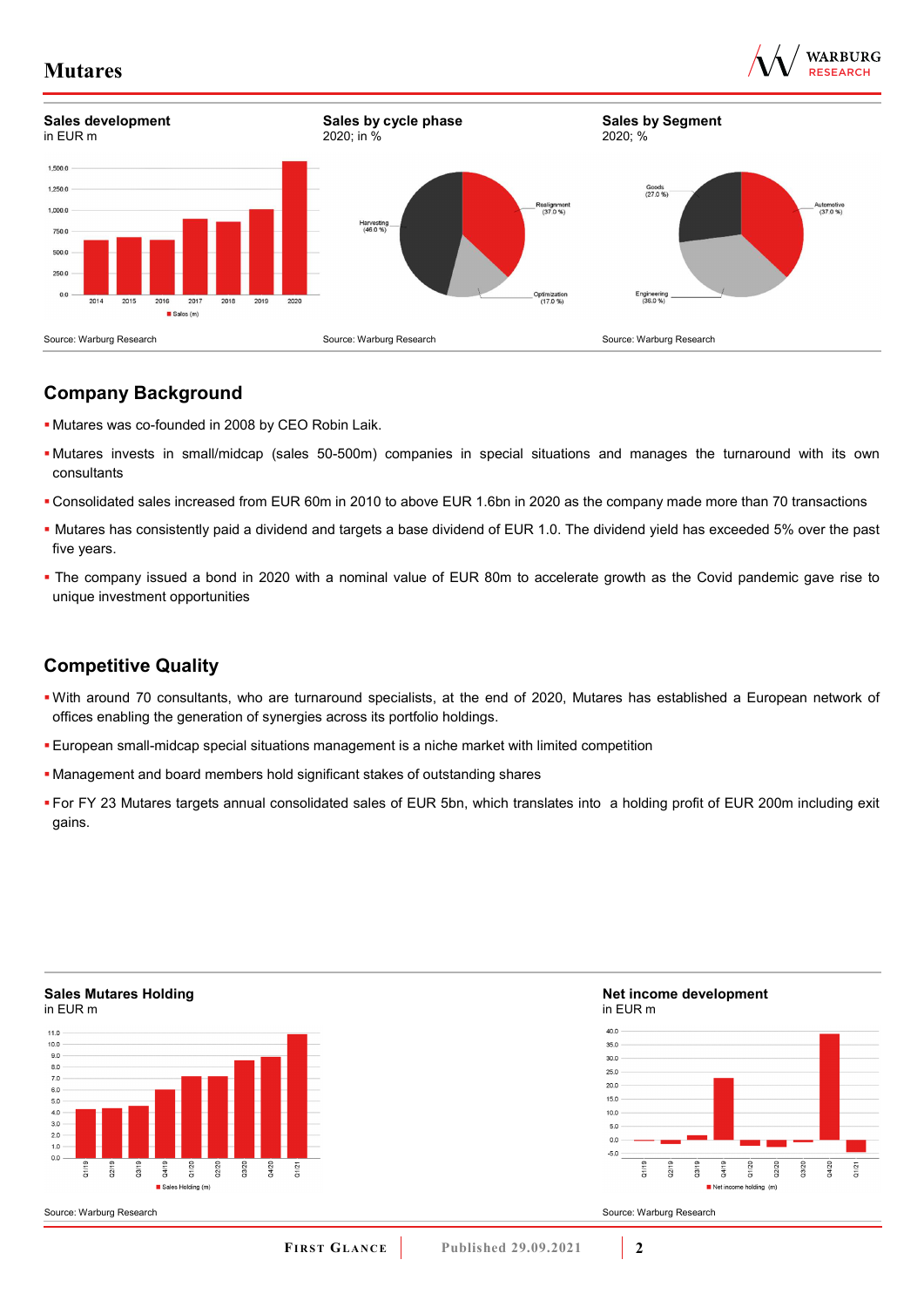**Sales development**
in EUR m

Source: Warburg Research

**Sales by cycle phase**
2020; in %

Source: Warburg Research

**Sales by Segment**
2020; %

Source: Warburg Research

## Company Background

- Mutares was co-founded in 2008 by CEO Robin Laik.
- Mutares invests in small/midcap (sales 50-500m) companies in special situations and manages the turnaround with its own consultants
- Consolidated sales increased from EUR 60m in 2010 to above EUR 1.6bn in 2020 as the company made more than 70 transactions
- Mutares has consistently paid a dividend and targets a base dividend of EUR 1.0. The dividend yield has exceeded 5% over the past five years.
- The company issued a bond in 2020 with a nominal value of EUR 80m to accelerate growth as the Covid pandemic gave rise to unique investment opportunities

## Competitive Quality

- With around 70 consultants, who are turnaround specialists, at the end of 2020, Mutares has established a European network of offices enabling the generation of synergies across its portfolio holdings.
- European small-midcap special situations management is a niche market with limited competition
- Management and board members hold significant stakes of outstanding shares
- For FY 23 Mutares targets annual consolidated sales of EUR 5bn, which translates into a holding profit of EUR 200m including exit gains.

**Sales Mutares Holding**
in EUR m

Source: Warburg Research

**Net income development**
in EUR m

Source: Warburg Research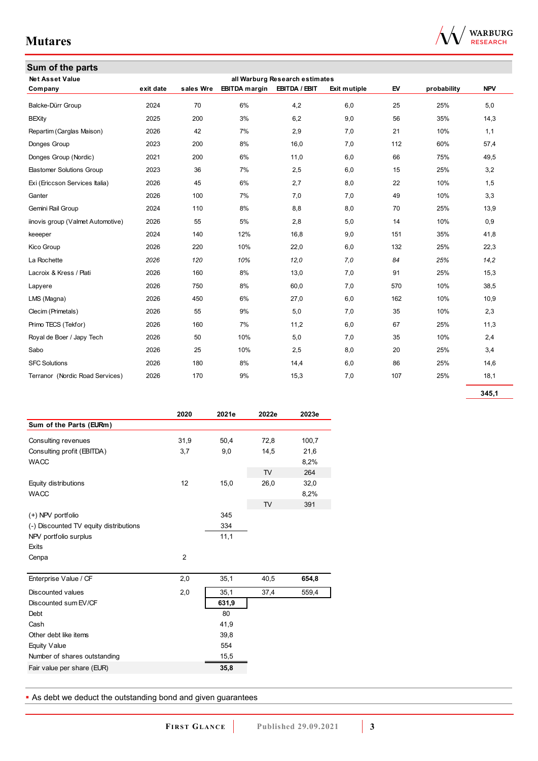## Sum of the parts

| Net Asset Value | | | all Warburg Research estimates | | | | | |
|---|---|---|---|---|---|---|---|---|
| **Company** | **exit date** | **sales Wre** | **EBITDA margin** | **EBITDA / EBIT** | **Exit mutiple** | **EV** | **probability** | **NPV** |
| Balcke-Dürr Group | 2024 | 70 | 6% | 4,2 | 6,0 | 25 | 25% | 5,0 |
| BEXity | 2025 | 200 | 3% | 6,2 | 9,0 | 56 | 35% | 14,3 |
| Repartim (Carglas Maison) | 2026 | 42 | 7% | 2,9 | 7,0 | 21 | 10% | 1,1 |
| Donges Group | 2023 | 200 | 8% | 16,0 | 7,0 | 112 | 60% | 57,4 |
| Donges Group (Nordic) | 2021 | 200 | 6% | 11,0 | 6,0 | 66 | 75% | 49,5 |
| Elastomer Solutions Group | 2023 | 36 | 7% | 2,5 | 6,0 | 15 | 25% | 3,2 |
| Exi (Ericcson Services Italia) | 2026 | 45 | 6% | 2,7 | 8,0 | 22 | 10% | 1,5 |
| Ganter | 2026 | 100 | 7% | 7,0 | 7,0 | 49 | 10% | 3,3 |
| Gemini Rail Group | 2024 | 110 | 8% | 8,8 | 8,0 | 70 | 25% | 13,9 |
| iinovis group (Valmet Automotive) | 2026 | 55 | 5% | 2,8 | 5,0 | 14 | 10% | 0,9 |
| keeeper | 2024 | 140 | 12% | 16,8 | 9,0 | 151 | 35% | 41,8 |
| Kico Group | 2026 | 220 | 10% | 22,0 | 6,0 | 132 | 25% | 22,3 |
| La Rochette | *2026* | *120* | *10%* | *12,0* | *7,0* | *84* | *25%* | *14,2* |
| Lacroix & Kress / Plati | 2026 | 160 | 8% | 13,0 | 7,0 | 91 | 25% | 15,3 |
| Lapyere | 2026 | 750 | 8% | 60,0 | 7,0 | 570 | 10% | 38,5 |
| LMS (Magna) | 2026 | 450 | 6% | 27,0 | 6,0 | 162 | 10% | 10,9 |
| Clecim (Primetals) | 2026 | 55 | 9% | 5,0 | 7,0 | 35 | 10% | 2,3 |
| Primo TECS (Tekfor) | 2026 | 160 | 7% | 11,2 | 6,0 | 67 | 25% | 11,3 |
| Royal de Boer / Japy Tech | 2026 | 50 | 10% | 5,0 | 7,0 | 35 | 10% | 2,4 |
| Sabo | 2026 | 25 | 10% | 2,5 | 8,0 | 20 | 25% | 3,4 |
| SFC Solutions | 2026 | 180 | 8% | 14,4 | 6,0 | 86 | 25% | 14,6 |
| Terranor (Nordic Road Services) | 2026 | 170 | 9% | 15,3 | 7,0 | 107 | 25% | 18,1 |
| | | | | | | | | **345,1** |

| Sum of the Parts (EURm) | 2020 | 2021e | 2022e | 2023e |
|---|---|---|---|---|
| Consulting revenues | 31,9 | 50,4 | 72,8 | 100,7 |
| Consulting profit (EBITDA) | 3,7 | 9,0 | 14,5 | 21,6 |
| WACC | | | | 8,2% |
| | | | TV | 264 |
| Equity distributions | 12 | 15,0 | 26,0 | 32,0 |
| WACC | | | | 8,2% |
| | | | TV | 391 |
| (+) NPV portfolio | | 345 | | |
| (-) Discounted TV equity distributions | | 334 | | |
| NPV portfolio surplus | | 11,1 | | |
| Exits | | | | |
| Cenpa | 2 | | | |
| Enterprise Value / CF | 2,0 | 35,1 | 40,5 | **654,8** |
| Discounted values | 2,0 | 35,1 | 37,4 | 559,4 |
| Discounted sum EV/CF | | **631,9** | | |
| Debt | | 80 | | |
| Cash | | 41,9 | | |
| Other debt like items | | 39,8 | | |
| Equity Value | | 554 | | |
| Number of shares outstanding | | 15,5 | | |
| Fair value per share (EUR) | | **35,8** | | |

- As debt we deduct the outstanding bond and given guarantees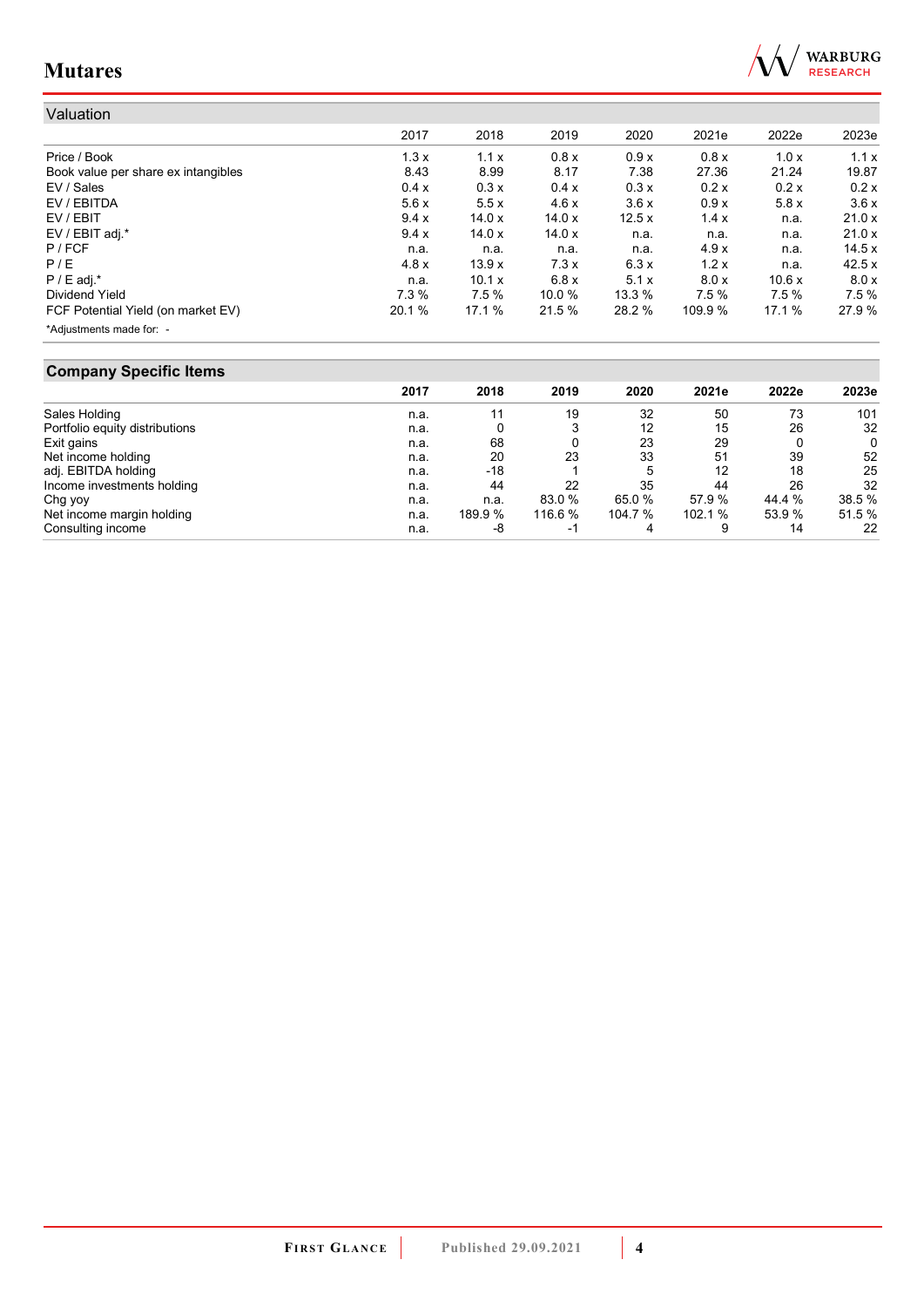## Valuation

| | 2017 | 2018 | 2019 | 2020 | 2021e | 2022e | 2023e |
|---|---|---|---|---|---|---|---|
| Price / Book | 1.3 x | 1.1 x | 0.8 x | 0.9 x | 0.8 x | 1.0 x | 1.1 x |
| Book value per share ex intangibles | 8.43 | 8.99 | 8.17 | 7.38 | 27.36 | 21.24 | 19.87 |
| EV / Sales | 0.4 x | 0.3 x | 0.4 x | 0.3 x | 0.2 x | 0.2 x | 0.2 x |
| EV / EBITDA | 5.6 x | 5.5 x | 4.6 x | 3.6 x | 0.9 x | 5.8 x | 3.6 x |
| EV / EBIT | 9.4 x | 14.0 x | 14.0 x | 12.5 x | 1.4 x | n.a. | 21.0 x |
| EV / EBIT adj.* | 9.4 x | 14.0 x | 14.0 x | n.a. | n.a. | n.a. | 21.0 x |
| P / FCF | n.a. | n.a. | n.a. | n.a. | 4.9 x | n.a. | 14.5 x |
| P / E | 4.8 x | 13.9 x | 7.3 x | 6.3 x | 1.2 x | n.a. | 42.5 x |
| P / E adj.* | n.a. | 10.1 x | 6.8 x | 5.1 x | 8.0 x | 10.6 x | 8.0 x |
| Dividend Yield | 7.3 % | 7.5 % | 10.0 % | 13.3 % | 7.5 % | 7.5 % | 7.5 % |
| FCF Potential Yield (on market EV) | 20.1 % | 17.1 % | 21.5 % | 28.2 % | 109.9 % | 17.1 % | 27.9 % |

*Adjustments made for: -

## Company Specific Items

| | 2017 | 2018 | 2019 | 2020 | 2021e | 2022e | 2023e |
|---|---|---|---|---|---|---|---|
| Sales Holding | n.a. | 11 | 19 | 32 | 50 | 73 | 101 |
| Portfolio equity distributions | n.a. | 0 | 3 | 12 | 15 | 26 | 32 |
| Exit gains | n.a. | 68 | 0 | 23 | 29 | 0 | 0 |
| Net income holding | n.a. | 20 | 23 | 33 | 51 | 39 | 52 |
| adj. EBITDA holding | n.a. | -18 | 1 | 5 | 12 | 18 | 25 |
| Income investments holding | n.a. | 44 | 22 | 35 | 44 | 26 | 32 |
| Chg yoy | n.a. | n.a. | 83.0 % | 65.0 % | 57.9 % | 44.4 % | 38.5 % |
| Net income margin holding | n.a. | 189.9 % | 116.6 % | 104.7 % | 102.1 % | 53.9 % | 51.5 % |
| Consulting income | n.a. | -8 | -1 | 4 | 9 | 14 | 22 |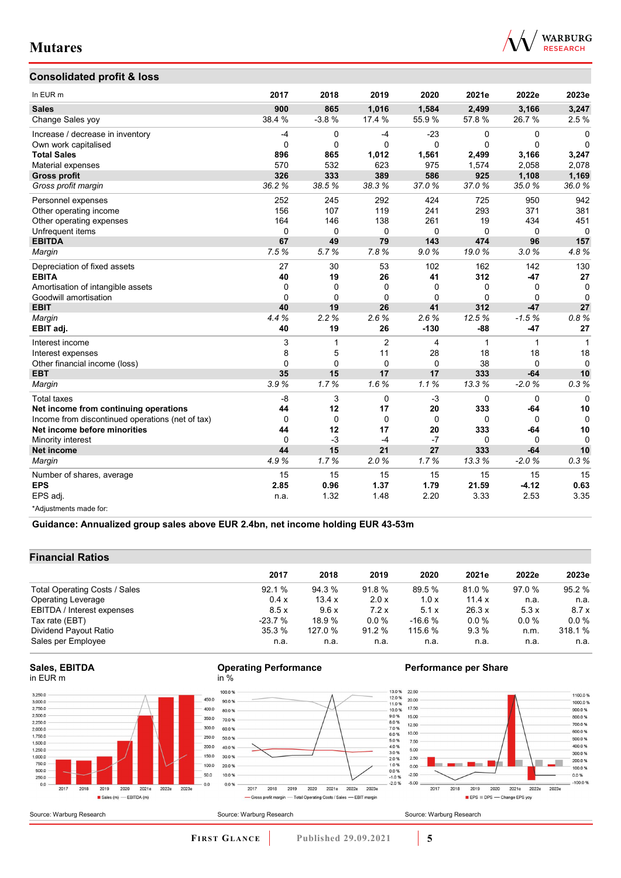## Consolidated profit & loss

| In EUR m | 2017 | 2018 | 2019 | 2020 | 2021e | 2022e | 2023e |
|---|---|---|---|---|---|---|---|
| **Sales** | **900** | **865** | **1,016** | **1,584** | **2,499** | **3,166** | **3,247** |
| Change Sales yoy | 38.4 % | -3.8 % | 17.4 % | 55.9 % | 57.8 % | 26.7 % | 2.5 % |
| Increase / decrease in inventory | -4 | 0 | -4 | -23 | 0 | 0 | 0 |
| Own work capitalised | 0 | 0 | 0 | 0 | 0 | 0 | 0 |
| **Total Sales** | **896** | **865** | **1,012** | **1,561** | **2,499** | **3,166** | **3,247** |
| Material expenses | 570 | 532 | 623 | 975 | 1,574 | 2,058 | 2,078 |
| **Gross profit** | **326** | **333** | **389** | **586** | **925** | **1,108** | **1,169** |
| *Gross profit margin* | *36.2 %* | *38.5 %* | *38.3 %* | *37.0 %* | *37.0 %* | *35.0 %* | *36.0 %* |
| Personnel expenses | 252 | 245 | 292 | 424 | 725 | 950 | 942 |
| Other operating income | 156 | 107 | 119 | 241 | 293 | 371 | 381 |
| Other operating expenses | 164 | 146 | 138 | 261 | 19 | 434 | 451 |
| Unfrequent items | 0 | 0 | 0 | 0 | 0 | 0 | 0 |
| **EBITDA** | **67** | **49** | **79** | **143** | **474** | **96** | **157** |
| *Margin* | *7.5 %* | *5.7 %* | *7.8 %* | *9.0 %* | *19.0 %* | *3.0 %* | *4.8 %* |
| Depreciation of fixed assets | 27 | 30 | 53 | 102 | 162 | 142 | 130 |
| **EBITA** | **40** | **19** | **26** | **41** | **312** | **-47** | **27** |
| Amortisation of intangible assets | 0 | 0 | 0 | 0 | 0 | 0 | 0 |
| Goodwill amortisation | 0 | 0 | 0 | 0 | 0 | 0 | 0 |
| **EBIT** | **40** | **19** | **26** | **41** | **312** | **-47** | **27** |
| *Margin* | *4.4 %* | *2.2 %* | *2.6 %* | *2.6 %* | *12.5 %* | *-1.5 %* | *0.8 %* |
| **EBIT adj.** | **40** | **19** | **26** | **-130** | **-88** | **-47** | **27** |
| Interest income | 3 | 1 | 2 | 4 | 1 | 1 | 1 |
| Interest expenses | 8 | 5 | 11 | 28 | 18 | 18 | 18 |
| Other financial income (loss) | 0 | 0 | 0 | 0 | 38 | 0 | 0 |
| **EBT** | **35** | **15** | **17** | **17** | **333** | **-64** | **10** |
| *Margin* | *3.9 %* | *1.7 %* | *1.6 %* | *1.1 %* | *13.3 %* | *-2.0 %* | *0.3 %* |
| Total taxes | -8 | 3 | 0 | -3 | 0 | 0 | 0 |
| **Net income from continuing operations** | **44** | **12** | **17** | **20** | **333** | **-64** | **10** |
| Income from discontinued operations (net of tax) | 0 | 0 | 0 | 0 | 0 | 0 | 0 |
| **Net income before minorities** | **44** | **12** | **17** | **20** | **333** | **-64** | **10** |
| Minority interest | 0 | -3 | -4 | -7 | 0 | 0 | 0 |
| **Net income** | **44** | **15** | **21** | **27** | **333** | **-64** | **10** |
| *Margin* | *4.9 %* | *1.7 %* | *2.0 %* | *1.7 %* | *13.3 %* | *-2.0 %* | *0.3 %* |
| Number of shares, average | 15 | 15 | 15 | 15 | 15 | 15 | 15 |
| **EPS** | **2.85** | **0.96** | **1.37** | **1.79** | **21.59** | **-4.12** | **0.63** |
| EPS adj. | n.a. | 1.32 | 1.48 | 2.20 | 3.33 | 2.53 | 3.35 |

*Adjustments made for:

**Guidance: Annualized group sales above EUR 2.4bn, net income holding EUR 43-53m**

## Financial Ratios

| | 2017 | 2018 | 2019 | 2020 | 2021e | 2022e | 2023e |
|---|---|---|---|---|---|---|---|
| Total Operating Costs / Sales | 92.1 % | 94.3 % | 91.8 % | 89.5 % | 81.0 % | 97.0 % | 95.2 % |
| Operating Leverage | 0.4 x | 13.4 x | 2.0 x | 1.0 x | 11.4 x | n.a. | n.a. |
| EBITDA / Interest expenses | 8.5 x | 9.6 x | 7.2 x | 5.1 x | 26.3 x | 5.3 x | 8.7 x |
| Tax rate (EBT) | -23.7 % | 18.9 % | 0.0 % | -16.6 % | 0.0 % | 0.0 % | 0.0 % |
| Dividend Payout Ratio | 35.3 % | 127.0 % | 91.2 % | 115.6 % | 9.3 % | n.m. | 318.1 % |
| Sales per Employee | n.a. | n.a. | n.a. | n.a. | n.a. | n.a. | n.a. |

**Sales, EBITDA**
in EUR m

Source: Warburg Research

**Operating Performance**
in %

Source: Warburg Research

**Performance per Share**

Source: Warburg Research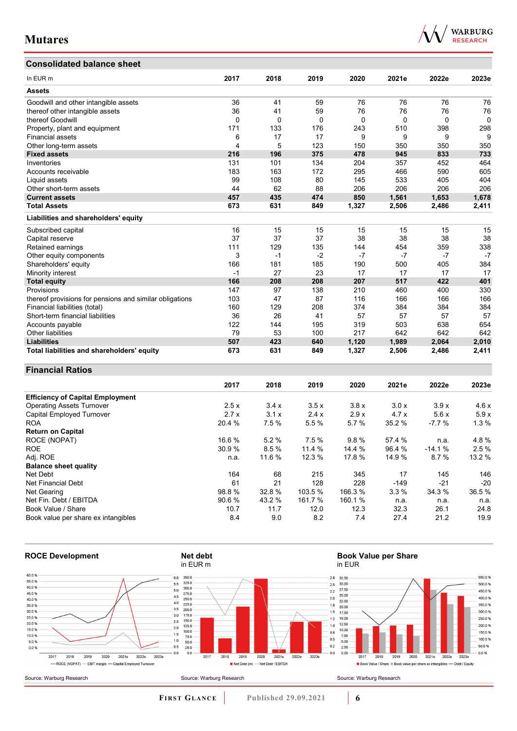## Consolidated balance sheet

| In EUR m | 2017 | 2018 | 2019 | 2020 | 2021e | 2022e | 2023e |
|---|---|---|---|---|---|---|---|
| **Assets** | | | | | | | |
| Goodwill and other intangible assets | 36 | 41 | 59 | 76 | 76 | 76 | 76 |
| thereof other intangible assets | 36 | 41 | 59 | 76 | 76 | 76 | 76 |
| thereof Goodwill | 0 | 0 | 0 | 0 | 0 | 0 | 0 |
| Property, plant and equipment | 171 | 133 | 176 | 243 | 510 | 398 | 298 |
| Financial assets | 6 | 17 | 17 | 9 | 9 | 9 | 9 |
| Other long-term assets | 4 | 5 | 123 | 150 | 350 | 350 | 350 |
| **Fixed assets** | **216** | **196** | **375** | **478** | **945** | **833** | **733** |
| Inventories | 131 | 101 | 134 | 204 | 357 | 452 | 464 |
| Accounts receivable | 183 | 163 | 172 | 295 | 466 | 590 | 605 |
| Liquid assets | 99 | 108 | 80 | 145 | 533 | 405 | 404 |
| Other short-term assets | 44 | 62 | 88 | 206 | 206 | 206 | 206 |
| **Current assets** | **457** | **435** | **474** | **850** | **1,561** | **1,653** | **1,678** |
| **Total Assets** | **673** | **631** | **849** | **1,327** | **2,506** | **2,486** | **2,411** |
| **Liabilities and shareholders' equity** | | | | | | | |
| Subscribed capital | 16 | 15 | 15 | 15 | 15 | 15 | 15 |
| Capital reserve | 37 | 37 | 37 | 38 | 38 | 38 | 38 |
| Retained earnings | 111 | 129 | 135 | 144 | 454 | 359 | 338 |
| Other equity components | 3 | -1 | -2 | -7 | -7 | -7 | -7 |
| Shareholders' equity | 166 | 181 | 185 | 190 | 500 | 405 | 384 |
| Minority interest | -1 | 27 | 23 | 17 | 17 | 17 | 17 |
| **Total equity** | **166** | **208** | **208** | **207** | **517** | **422** | **401** |
| Provisions | 147 | 97 | 138 | 210 | 460 | 400 | 330 |
| thereof provisions for pensions and similar obligations | 103 | 47 | 87 | 116 | 166 | 166 | 166 |
| Financial liabilities (total) | 160 | 129 | 208 | 374 | 384 | 384 | 384 |
| Short-term financial liabilities | 36 | 26 | 41 | 57 | 57 | 57 | 57 |
| Accounts payable | 122 | 144 | 195 | 319 | 503 | 638 | 654 |
| Other liabilities | 79 | 53 | 100 | 217 | 642 | 642 | 642 |
| **Liabilities** | **507** | **423** | **640** | **1,120** | **1,989** | **2,064** | **2,010** |
| **Total liabilities and shareholders' equity** | **673** | **631** | **849** | **1,327** | **2,506** | **2,486** | **2,411** |

## Financial Ratios

| | 2017 | 2018 | 2019 | 2020 | 2021e | 2022e | 2023e |
|---|---|---|---|---|---|---|---|
| **Efficiency of Capital Employment** | | | | | | | |
| Operating Assets Turnover | 2.5 x | 3.4 x | 3.5 x | 3.8 x | 3.0 x | 3.9 x | 4.6 x |
| Capital Employed Turnover | 2.7 x | 3.1 x | 2.4 x | 2.9 x | 4.7 x | 5.6 x | 5.9 x |
| ROA | 20.4 % | 7.5 % | 5.5 % | 5.7 % | 35.2 % | -7.7 % | 1.3 % |
| **Return on Capital** | | | | | | | |
| ROCE (NOPAT) | 16.6 % | 5.2 % | 7.5 % | 9.8 % | 57.4 % | n.a. | 4.8 % |
| ROE | 30.9 % | 8.5 % | 11.4 % | 14.4 % | 96.4 % | -14.1 % | 2.5 % |
| Adj. ROE | n.a. | 11.6 % | 12.3 % | 17.8 % | 14.9 % | 8.7 % | 13.2 % |
| **Balance sheet quality** | | | | | | | |
| Net Debt | 164 | 68 | 215 | 345 | 17 | 145 | 146 |
| Net Financial Debt | 61 | 21 | 128 | 228 | -149 | -21 | -20 |
| Net Gearing | 98.8 % | 32.8 % | 103.5 % | 166.3 % | 3.3 % | 34.3 % | 36.5 % |
| Net Fin. Debt / EBITDA | 90.6 % | 43.2 % | 161.7 % | 160.1 % | n.a. | n.a. | n.a. |
| Book Value / Share | 10.7 | 11.7 | 12.0 | 12.3 | 32.3 | 26.1 | 24.8 |
| Book value per share ex intangibles | 8.4 | 9.0 | 8.2 | 7.4 | 27.4 | 21.2 | 19.9 |

**ROCE Development**

Source: Warburg Research

**Net debt**
in EUR m

Source: Warburg Research

**Book Value per Share**
in EUR

Source: Warburg Research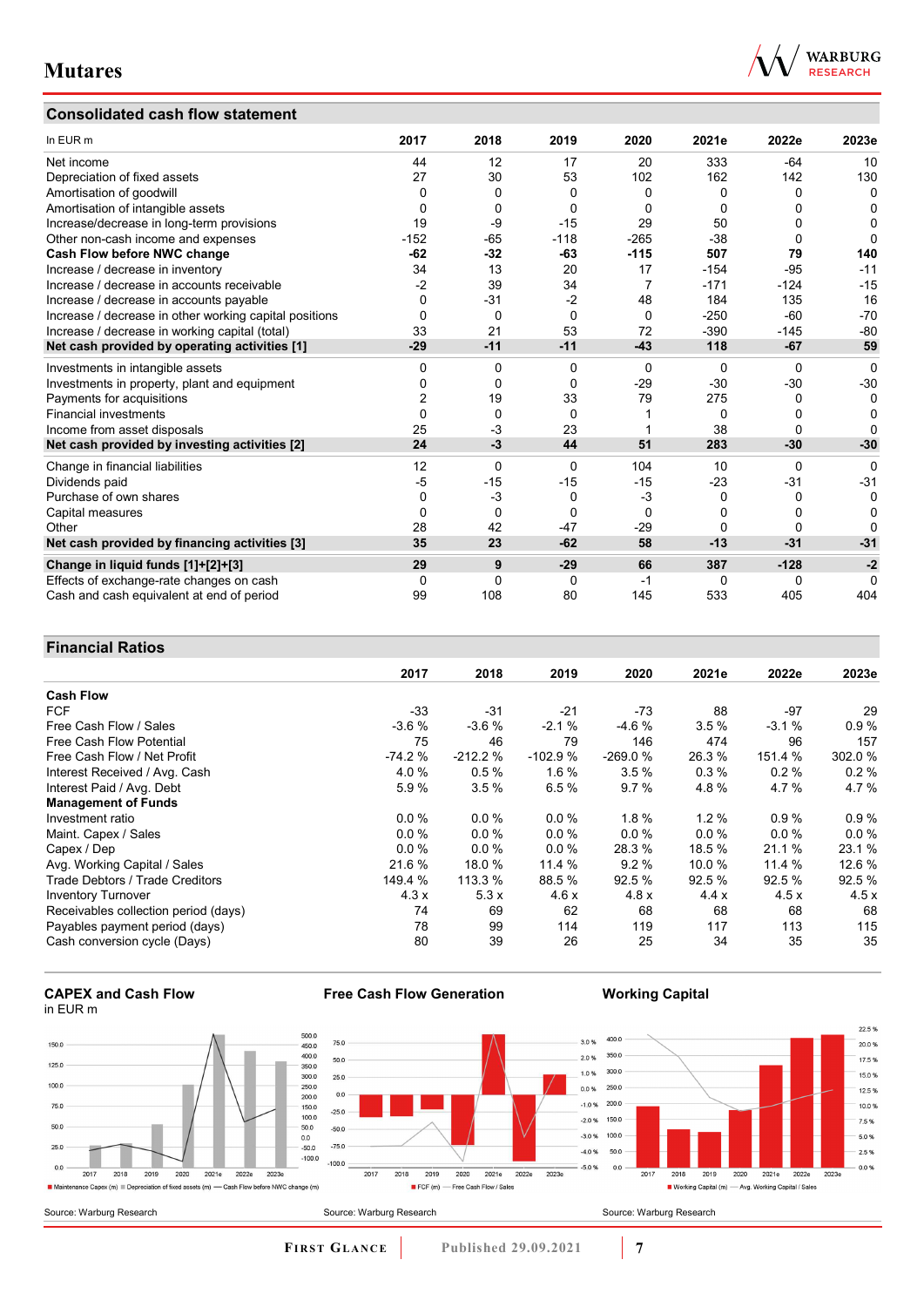## Consolidated cash flow statement

| In EUR m | 2017 | 2018 | 2019 | 2020 | 2021e | 2022e | 2023e |
|---|---|---|---|---|---|---|---|
| Net income | 44 | 12 | 17 | 20 | 333 | -64 | 10 |
| Depreciation of fixed assets | 27 | 30 | 53 | 102 | 162 | 142 | 130 |
| Amortisation of goodwill | 0 | 0 | 0 | 0 | 0 | 0 | 0 |
| Amortisation of intangible assets | 0 | 0 | 0 | 0 | 0 | 0 | 0 |
| Increase/decrease in long-term provisions | 19 | -9 | -15 | 29 | 50 | 0 | 0 |
| Other non-cash income and expenses | -152 | -65 | -118 | -265 | -38 | 0 | 0 |
| **Cash Flow before NWC change** | **-62** | **-32** | **-63** | **-115** | **507** | **79** | **140** |
| Increase / decrease in inventory | 34 | 13 | 20 | 17 | -154 | -95 | -11 |
| Increase / decrease in accounts receivable | -2 | 39 | 34 | 7 | -171 | -124 | -15 |
| Increase / decrease in accounts payable | 0 | -31 | -2 | 48 | 184 | 135 | 16 |
| Increase / decrease in other working capital positions | 0 | 0 | 0 | 0 | -250 | -60 | -70 |
| Increase / decrease in working capital (total) | 33 | 21 | 53 | 72 | -390 | -145 | -80 |
| **Net cash provided by operating activities [1]** | **-29** | **-11** | **-11** | **-43** | **118** | **-67** | **59** |
| Investments in intangible assets | 0 | 0 | 0 | 0 | 0 | 0 | 0 |
| Investments in property, plant and equipment | 0 | 0 | 0 | -29 | -30 | -30 | -30 |
| Payments for acquisitions | 2 | 19 | 33 | 79 | 275 | 0 | 0 |
| Financial investments | 0 | 0 | 0 | 1 | 0 | 0 | 0 |
| Income from asset disposals | 25 | -3 | 23 | 1 | 38 | 0 | 0 |
| **Net cash provided by investing activities [2]** | **24** | **-3** | **44** | **51** | **283** | **-30** | **-30** |
| Change in financial liabilities | 12 | 0 | 0 | 104 | 10 | 0 | 0 |
| Dividends paid | -5 | -15 | -15 | -15 | -23 | -31 | -31 |
| Purchase of own shares | 0 | -3 | 0 | -3 | 0 | 0 | 0 |
| Capital measures | 0 | 0 | 0 | 0 | 0 | 0 | 0 |
| Other | 28 | 42 | -47 | -29 | 0 | 0 | 0 |
| **Net cash provided by financing activities [3]** | **35** | **23** | **-62** | **58** | **-13** | **-31** | **-31** |
| **Change in liquid funds [1]+[2]+[3]** | **29** | **9** | **-29** | **66** | **387** | **-128** | **-2** |
| Effects of exchange-rate changes on cash | 0 | 0 | 0 | -1 | 0 | 0 | 0 |
| Cash and cash equivalent at end of period | 99 | 108 | 80 | 145 | 533 | 405 | 404 |

## Financial Ratios

| | 2017 | 2018 | 2019 | 2020 | 2021e | 2022e | 2023e |
|---|---|---|---|---|---|---|---|
| **Cash Flow** | | | | | | | |
| FCF | -33 | -31 | -21 | -73 | 88 | -97 | 29 |
| Free Cash Flow / Sales | -3.6 % | -3.6 % | -2.1 % | -4.6 % | 3.5 % | -3.1 % | 0.9 % |
| Free Cash Flow Potential | 75 | 46 | 79 | 146 | 474 | 96 | 157 |
| Free Cash Flow / Net Profit | -74.2 % | -212.2 % | -102.9 % | -269.0 % | 26.3 % | 151.4 % | 302.0 % |
| Interest Received / Avg. Cash | 4.0 % | 0.5 % | 1.6 % | 3.5 % | 0.3 % | 0.2 % | 0.2 % |
| Interest Paid / Avg. Debt | 5.9 % | 3.5 % | 6.5 % | 9.7 % | 4.8 % | 4.7 % | 4.7 % |
| **Management of Funds** | | | | | | | |
| Investment ratio | 0.0 % | 0.0 % | 0.0 % | 1.8 % | 1.2 % | 0.9 % | 0.9 % |
| Maint. Capex / Sales | 0.0 % | 0.0 % | 0.0 % | 0.0 % | 0.0 % | 0.0 % | 0.0 % |
| Capex / Dep | 0.0 % | 0.0 % | 0.0 % | 28.3 % | 18.5 % | 21.1 % | 23.1 % |
| Avg. Working Capital / Sales | 21.6 % | 18.0 % | 11.4 % | 9.2 % | 10.0 % | 11.4 % | 12.6 % |
| Trade Debtors / Trade Creditors | 149.4 % | 113.3 % | 88.5 % | 92.5 % | 92.5 % | 92.5 % | 92.5 % |
| Inventory Turnover | 4.3 x | 5.3 x | 4.6 x | 4.8 x | 4.4 x | 4.5 x | 4.5 x |
| Receivables collection period (days) | 74 | 69 | 62 | 68 | 68 | 68 | 68 |
| Payables payment period (days) | 78 | 99 | 114 | 119 | 117 | 113 | 115 |
| Cash conversion cycle (Days) | 80 | 39 | 26 | 25 | 34 | 35 | 35 |

**CAPEX and Cash Flow**
in EUR m

Maintenance Capex (m) | Depreciation of fixed assets (m) | Cash Flow before NWC change (m)

Source: Warburg Research

**Free Cash Flow Generation**

FCF (m) | Free Cash Flow / Sales

Source: Warburg Research

**Working Capital**

Working Capital (m) | Avg. Working Capital / Sales

Source: Warburg Research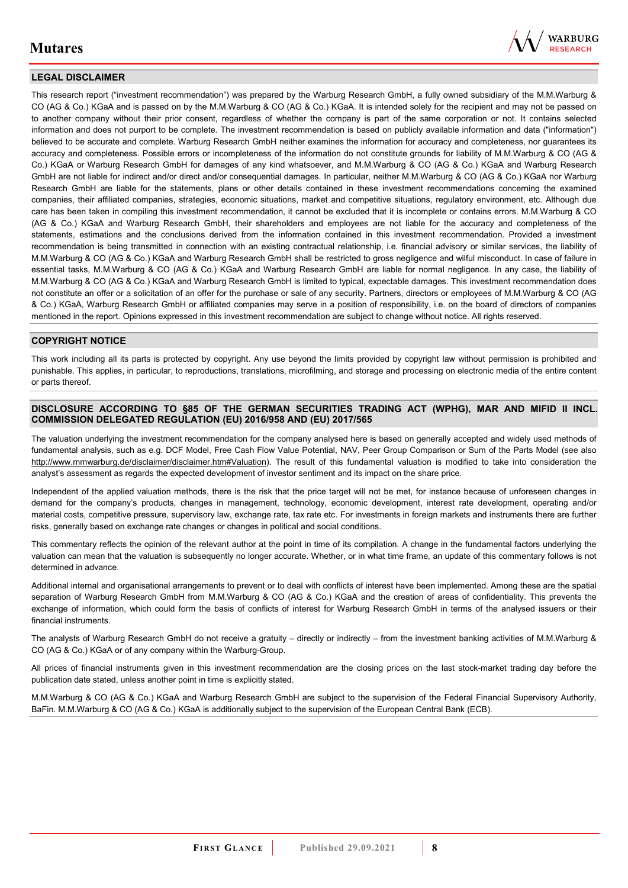## LEGAL DISCLAIMER

This research report ("investment recommendation") was prepared by the Warburg Research GmbH, a fully owned subsidiary of the M.M.Warburg & CO (AG & Co.) KGaA and is passed on by the M.M.Warburg & CO (AG & Co.) KGaA. It is intended solely for the recipient and may not be passed on to another company without their prior consent, regardless of whether the company is part of the same corporation or not. It contains selected information and does not purport to be complete. The investment recommendation is based on publicly available information and data ("information") believed to be accurate and complete. Warburg Research GmbH neither examines the information for accuracy and completeness, nor guarantees its accuracy and completeness. Possible errors or incompleteness of the information do not constitute grounds for liability of M.M.Warburg & CO (AG & Co.) KGaA or Warburg Research GmbH for damages of any kind whatsoever, and M.M.Warburg & CO (AG & Co.) KGaA and Warburg Research GmbH are not liable for indirect and/or direct and/or consequential damages. In particular, neither M.M.Warburg & CO (AG & Co.) KGaA nor Warburg Research GmbH are liable for the statements, plans or other details contained in these investment recommendations concerning the examined companies, their affiliated companies, strategies, economic situations, market and competitive situations, regulatory environment, etc. Although due care has been taken in compiling this investment recommendation, it cannot be excluded that it is incomplete or contains errors. M.M.Warburg & CO (AG & Co.) KGaA and Warburg Research GmbH, their shareholders and employees are not liable for the accuracy and completeness of the statements, estimations and the conclusions derived from the information contained in this investment recommendation. Provided a investment recommendation is being transmitted in connection with an existing contractual relationship, i.e. financial advisory or similar services, the liability of M.M.Warburg & CO (AG & Co.) KGaA and Warburg Research GmbH shall be restricted to gross negligence and wilful misconduct. In case of failure in essential tasks, M.M.Warburg & CO (AG & Co.) KGaA and Warburg Research GmbH are liable for normal negligence. In any case, the liability of M.M.Warburg & CO (AG & Co.) KGaA and Warburg Research GmbH is limited to typical, expectable damages. This investment recommendation does not constitute an offer or a solicitation of an offer for the purchase or sale of any security. Partners, directors or employees of M.M.Warburg & CO (AG & Co.) KGaA, Warburg Research GmbH or affiliated companies may serve in a position of responsibility, i.e. on the board of directors of companies mentioned in the report. Opinions expressed in this investment recommendation are subject to change without notice. All rights reserved.

## COPYRIGHT NOTICE

This work including all its parts is protected by copyright. Any use beyond the limits provided by copyright law without permission is prohibited and punishable. This applies, in particular, to reproductions, translations, microfilming, and storage and processing on electronic media of the entire content or parts thereof.

## DISCLOSURE ACCORDING TO §85 OF THE GERMAN SECURITIES TRADING ACT (WPHG), MAR AND MIFID II INCL. COMMISSION DELEGATED REGULATION (EU) 2016/958 AND (EU) 2017/565

The valuation underlying the investment recommendation for the company analysed here is based on generally accepted and widely used methods of fundamental analysis, such as e.g. DCF Model, Free Cash Flow Value Potential, NAV, Peer Group Comparison or Sum of the Parts Model (see also http://www.mmwarburg.de/disclaimer/disclaimer.htm#Valuation). The result of this fundamental valuation is modified to take into consideration the analyst's assessment as regards the expected development of investor sentiment and its impact on the share price.

Independent of the applied valuation methods, there is the risk that the price target will not be met, for instance because of unforeseen changes in demand for the company's products, changes in management, technology, economic development, interest rate development, operating and/or material costs, competitive pressure, supervisory law, exchange rate, tax rate etc. For investments in foreign markets and instruments there are further risks, generally based on exchange rate changes or changes in political and social conditions.

This commentary reflects the opinion of the relevant author at the point in time of its compilation. A change in the fundamental factors underlying the valuation can mean that the valuation is subsequently no longer accurate. Whether, or in what time frame, an update of this commentary follows is not determined in advance.

Additional internal and organisational arrangements to prevent or to deal with conflicts of interest have been implemented. Among these are the spatial separation of Warburg Research GmbH from M.M.Warburg & CO (AG & Co.) KGaA and the creation of areas of confidentiality. This prevents the exchange of information, which could form the basis of conflicts of interest for Warburg Research GmbH in terms of the analysed issuers or their financial instruments.

The analysts of Warburg Research GmbH do not receive a gratuity – directly or indirectly – from the investment banking activities of M.M.Warburg & CO (AG & Co.) KGaA or of any company within the Warburg-Group.

All prices of financial instruments given in this investment recommendation are the closing prices on the last stock-market trading day before the publication date stated, unless another point in time is explicitly stated.

M.M.Warburg & CO (AG & Co.) KGaA and Warburg Research GmbH are subject to the supervision of the Federal Financial Supervisory Authority, BaFin. M.M.Warburg & CO (AG & Co.) KGaA is additionally subject to the supervision of the European Central Bank (ECB).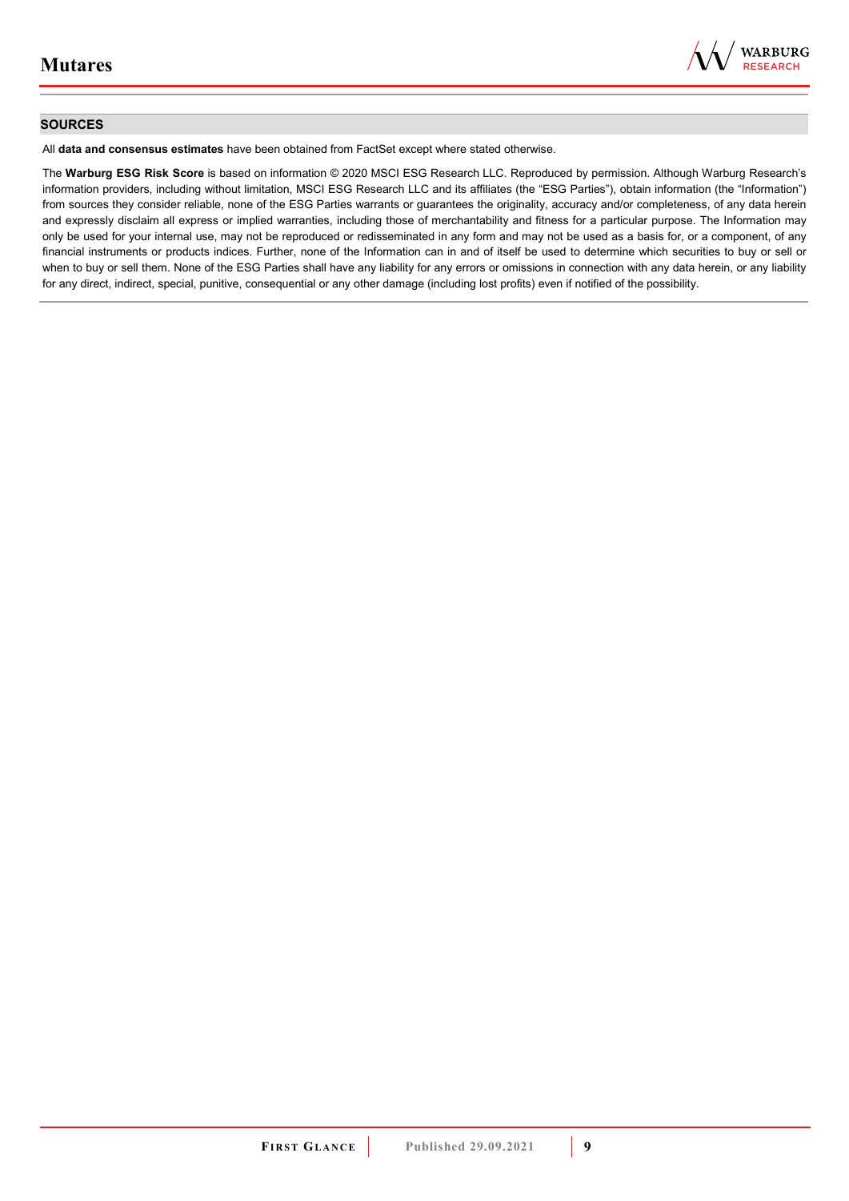## SOURCES

All **data and consensus estimates** have been obtained from FactSet except where stated otherwise.

The **Warburg ESG Risk Score** is based on information © 2020 MSCI ESG Research LLC. Reproduced by permission. Although Warburg Research's information providers, including without limitation, MSCI ESG Research LLC and its affiliates (the "ESG Parties"), obtain information (the "Information") from sources they consider reliable, none of the ESG Parties warrants or guarantees the originality, accuracy and/or completeness, of any data herein and expressly disclaim all express or implied warranties, including those of merchantability and fitness for a particular purpose. The Information may only be used for your internal use, may not be reproduced or redisseminated in any form and may not be used as a basis for, or a component, of any financial instruments or products indices. Further, none of the Information can in and of itself be used to determine which securities to buy or sell or when to buy or sell them. None of the ESG Parties shall have any liability for any errors or omissions in connection with any data herein, or any liability for any direct, indirect, special, punitive, consequential or any other damage (including lost profits) even if notified of the possibility.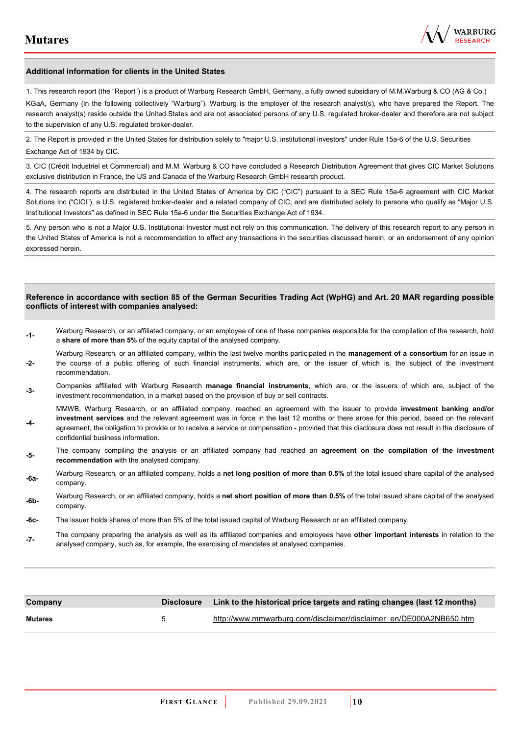## Additional information for clients in the United States

1. This research report (the "Report") is a product of Warburg Research GmbH, Germany, a fully owned subsidiary of M.M.Warburg & CO (AG & Co.) KGaA, Germany (in the following collectively "Warburg"). Warburg is the employer of the research analyst(s), who have prepared the Report. The research analyst(s) reside outside the United States and are not associated persons of any U.S. regulated broker-dealer and therefore are not subject to the supervision of any U.S. regulated broker-dealer.

2. The Report is provided in the United States for distribution solely to "major U.S. institutional investors" under Rule 15a-6 of the U.S. Securities Exchange Act of 1934 by CIC.

3. CIC (Crédit Industriel et Commercial) and M.M. Warburg & CO have concluded a Research Distribution Agreement that gives CIC Market Solutions exclusive distribution in France, the US and Canada of the Warburg Research GmbH research product.

4. The research reports are distributed in the United States of America by CIC ("CIC") pursuant to a SEC Rule 15a-6 agreement with CIC Market Solutions Inc ("CICI"), a U.S. registered broker-dealer and a related company of CIC, and are distributed solely to persons who qualify as "Major U.S. Institutional Investors" as defined in SEC Rule 15a-6 under the Securities Exchange Act of 1934.

5. Any person who is not a Major U.S. Institutional Investor must not rely on this communication. The delivery of this research report to any person in the United States of America is not a recommendation to effect any transactions in the securities discussed herein, or an endorsement of any opinion expressed herein.

## Reference in accordance with section 85 of the German Securities Trading Act (WpHG) and Art. 20 MAR regarding possible conflicts of interest with companies analysed:

| | |
|---|---|
| **-1-** | Warburg Research, or an affiliated company, or an employee of one of these companies responsible for the compilation of the research, hold a **share of more than 5%** of the equity capital of the analysed company. |
| **-2-** | Warburg Research, or an affiliated company, within the last twelve months participated in the **management of a consortium** for an issue in the course of a public offering of such financial instruments, which are, or the issuer of which is, the subject of the investment recommendation. |
| **-3-** | Companies affiliated with Warburg Research **manage financial instruments**, which are, or the issuers of which are, subject of the investment recommendation, in a market based on the provision of buy or sell contracts. |
| **-4-** | MMWB, Warburg Research, or an affiliated company, reached an agreement with the issuer to provide **investment banking and/or investment services** and the relevant agreement was in force in the last 12 months or there arose for this period, based on the relevant agreement, the obligation to provide or to receive a service or compensation - provided that this disclosure does not result in the disclosure of confidential business information. |
| **-5-** | The company compiling the analysis or an affiliated company had reached an **agreement on the compilation of the investment recommendation** with the analysed company. |
| **-6a-** | Warburg Research, or an affiliated company, holds a **net long position of more than 0.5%** of the total issued share capital of the analysed company. |
| **-6b-** | Warburg Research, or an affiliated company, holds a **net short position of more than 0.5%** of the total issued share capital of the analysed company. |
| **-6c-** | The issuer holds shares of more than 5% of the total issued capital of Warburg Research or an affiliated company. |
| **-7-** | The company preparing the analysis as well as its affiliated companies and employees have **other important interests** in relation to the analysed company, such as, for example, the exercising of mandates at analysed companies. |

| Company | Disclosure | Link to the historical price targets and rating changes (last 12 months) |
|---|---|---|
| **Mutares** | 5 | http://www.mmwarburg.com/disclaimer/disclaimer_en/DE000A2NB650.htm |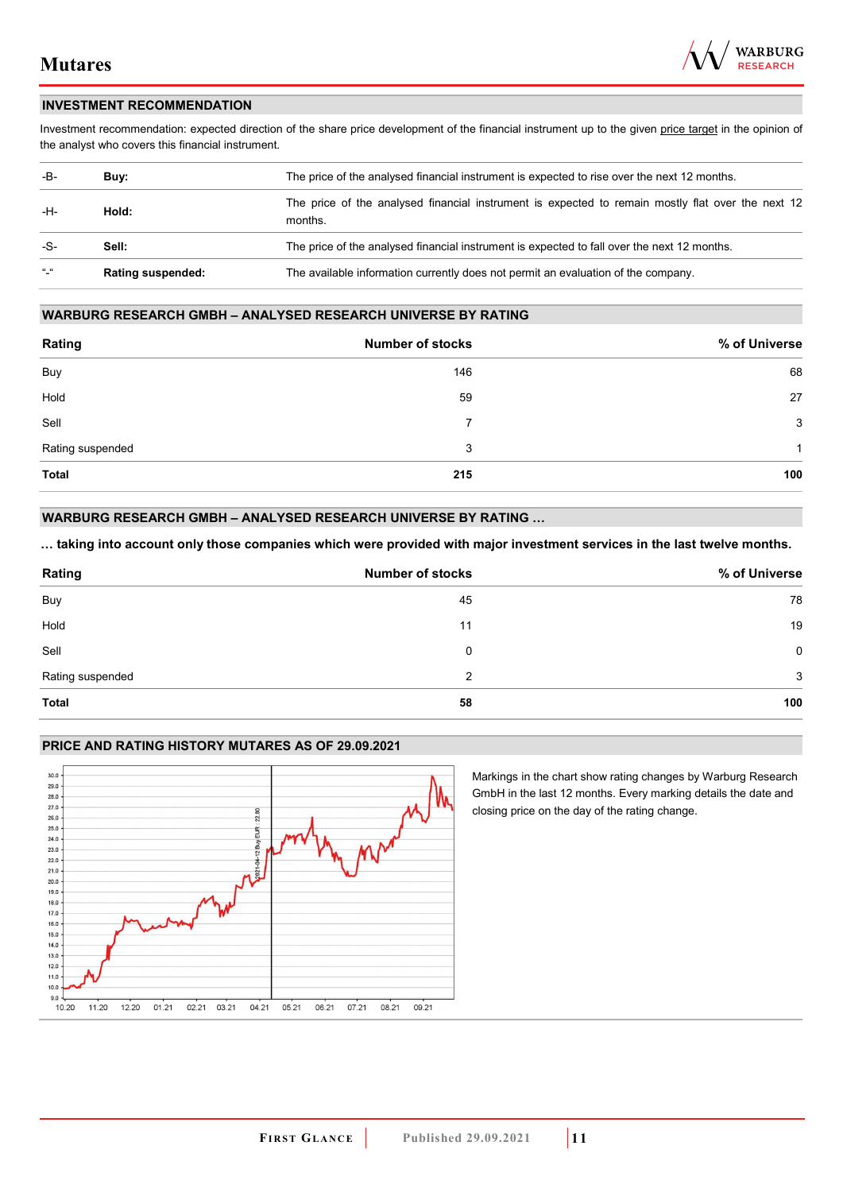## INVESTMENT RECOMMENDATION

Investment recommendation: expected direction of the share price development of the financial instrument up to the given price target in the opinion of the analyst who covers this financial instrument.

| | | |
|---|---|---|
| -B- | **Buy:** | The price of the analysed financial instrument is expected to rise over the next 12 months. |
| -H- | **Hold:** | The price of the analysed financial instrument is expected to remain mostly flat over the next 12 months. |
| -S- | **Sell:** | The price of the analysed financial instrument is expected to fall over the next 12 months. |
| "-" | **Rating suspended:** | The available information currently does not permit an evaluation of the company. |

## WARBURG RESEARCH GMBH – ANALYSED RESEARCH UNIVERSE BY RATING

| Rating | Number of stocks | % of Universe |
|---|---|---|
| Buy | 146 | 68 |
| Hold | 59 | 27 |
| Sell | 7 | 3 |
| Rating suspended | 3 | 1 |
| **Total** | **215** | **100** |

## WARBURG RESEARCH GMBH – ANALYSED RESEARCH UNIVERSE BY RATING …

**… taking into account only those companies which were provided with major investment services in the last twelve months.**

| Rating | Number of stocks | % of Universe |
|---|---|---|
| Buy | 45 | 78 |
| Hold | 11 | 19 |
| Sell | 0 | 0 |
| Rating suspended | 2 | 3 |
| **Total** | **58** | **100** |

## PRICE AND RATING HISTORY MUTARES AS OF 29.09.2021

Markings in the chart show rating changes by Warburg Research GmbH in the last 12 months. Every marking details the date and closing price on the day of the rating change.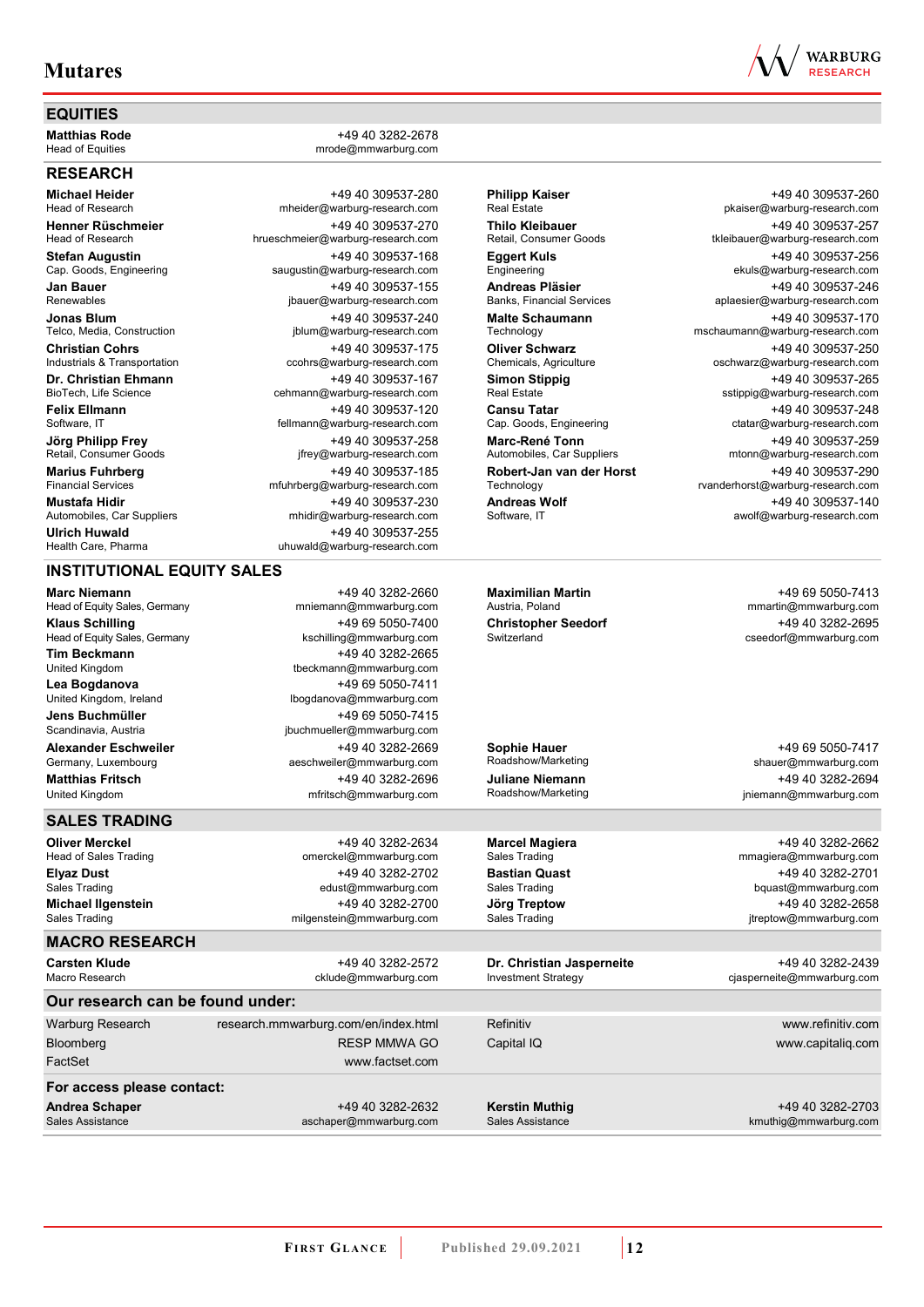## EQUITIES

**Matthias Rode**
Head of Equities
+49 40 3282-2678
mrode@mmwarburg.com

## RESEARCH

| | | | |
|---|---|---|---|
| **Michael Heider**<br>Head of Research | +49 40 309537-280<br>mheider@warburg-research.com | **Philipp Kaiser**<br>Real Estate | +49 40 309537-260<br>pkaiser@warburg-research.com |
| **Henner Rüschmeier**<br>Head of Research | +49 40 309537-270<br>hrueschmeier@warburg-research.com | **Thilo Kleibauer**<br>Retail, Consumer Goods | +49 40 309537-257<br>tkleibauer@warburg-research.com |
| **Stefan Augustin**<br>Cap. Goods, Engineering | +49 40 309537-168<br>saugustin@warburg-research.com | **Eggert Kuls**<br>Engineering | +49 40 309537-256<br>ekuls@warburg-research.com |
| **Jan Bauer**<br>Renewables | +49 40 309537-155<br>jbauer@warburg-research.com | **Andreas Pläsier**<br>Banks, Financial Services | +49 40 309537-246<br>aplaesier@warburg-research.com |
| **Jonas Blum**<br>Telco, Media, Construction | +49 40 309537-240<br>jblum@warburg-research.com | **Malte Schaumann**<br>Technology | +49 40 309537-170<br>mschaumann@warburg-research.com |
| **Christian Cohrs**<br>Industrials & Transportation | +49 40 309537-175<br>ccohrs@warburg-research.com | **Oliver Schwarz**<br>Chemicals, Agriculture | +49 40 309537-250<br>oschwarz@warburg-research.com |
| **Dr. Christian Ehmann**<br>BioTech, Life Science | +49 40 309537-167<br>cehmann@warburg-research.com | **Simon Stippig**<br>Real Estate | +49 40 309537-265<br>sstippig@warburg-research.com |
| **Felix Ellmann**<br>Software, IT | +49 40 309537-120<br>fellmann@warburg-research.com | **Cansu Tatar**<br>Cap. Goods, Engineering | +49 40 309537-248<br>ctatar@warburg-research.com |
| **Jörg Philipp Frey**<br>Retail, Consumer Goods | +49 40 309537-258<br>jfrey@warburg-research.com | **Marc-René Tonn**<br>Automobiles, Car Suppliers | +49 40 309537-259<br>mtonn@warburg-research.com |
| **Marius Fuhrberg**<br>Financial Services | +49 40 309537-185<br>mfuhrberg@warburg-research.com | **Robert-Jan van der Horst**<br>Technology | +49 40 309537-290<br>rvanderhorst@warburg-research.com |
| **Mustafa Hidir**<br>Automobiles, Car Suppliers | +49 40 309537-230<br>mhidir@warburg-research.com | **Andreas Wolf**<br>Software, IT | +49 40 309537-140<br>awolf@warburg-research.com |
| **Ulrich Huwald**<br>Health Care, Pharma | +49 40 309537-255<br>uhuwald@warburg-research.com | | |

## INSTITUTIONAL EQUITY SALES

| | | | |
|---|---|---|---|
| **Marc Niemann**<br>Head of Equity Sales, Germany | +49 40 3282-2660<br>mniemann@mmwarburg.com | **Maximilian Martin**<br>Austria, Poland | +49 69 5050-7413<br>mmartin@mmwarburg.com |
| **Klaus Schilling**<br>Head of Equity Sales, Germany | +49 69 5050-7400<br>kschilling@mmwarburg.com | **Christopher Seedorf**<br>Switzerland | +49 40 3282-2695<br>cseedorf@mmwarburg.com |
| **Tim Beckmann**<br>United Kingdom | +49 40 3282-2665<br>tbeckmann@mmwarburg.com | | |
| **Lea Bogdanova**<br>United Kingdom, Ireland | +49 69 5050-7411<br>lbogdanova@mmwarburg.com | | |
| **Jens Buchmüller**<br>Scandinavia, Austria | +49 69 5050-7415<br>jbuchmueller@mmwarburg.com | | |
| **Alexander Eschweiler**<br>Germany, Luxembourg | +49 40 3282-2669<br>aeschweiler@mmwarburg.com | **Sophie Hauer**<br>Roadshow/Marketing | +49 69 5050-7417<br>shauer@mmwarburg.com |
| **Matthias Fritsch**<br>United Kingdom | +49 40 3282-2696<br>mfritsch@mmwarburg.com | **Juliane Niemann**<br>Roadshow/Marketing | +49 40 3282-2694<br>jniemann@mmwarburg.com |

## SALES TRADING

| | | | |
|---|---|---|---|
| **Oliver Merckel**<br>Head of Sales Trading | +49 40 3282-2634<br>omerckel@mmwarburg.com | **Marcel Magiera**<br>Sales Trading | +49 40 3282-2662<br>mmagiera@mmwarburg.com |
| **Elyaz Dust**<br>Sales Trading | +49 40 3282-2702<br>edust@mmwarburg.com | **Bastian Quast**<br>Sales Trading | +49 40 3282-2701<br>bquast@mmwarburg.com |
| **Michael Ilgenstein**<br>Sales Trading | +49 40 3282-2700<br>milgenstein@mmwarburg.com | **Jörg Treptow**<br>Sales Trading | +49 40 3282-2658<br>jtreptow@mmwarburg.com |

## MACRO RESEARCH

| | | | |
|---|---|---|---|
| **Carsten Klude**<br>Macro Research | +49 40 3282-2572<br>cklude@mmwarburg.com | **Dr. Christian Jasperneite**<br>Investment Strategy | +49 40 3282-2439<br>cjasperneite@mmwarburg.com |

## Our research can be found under:

| | | | |
|---|---|---|---|
| Warburg Research | research.mmwarburg.com/en/index.html | Refinitiv | www.refinitiv.com |
| Bloomberg | RESP MMWA GO | Capital IQ | www.capitaliq.com |
| FactSet | www.factset.com | | |

## For access please contact:

| | | | |
|---|---|---|---|
| **Andrea Schaper**<br>Sales Assistance | +49 40 3282-2632<br>aschaper@mmwarburg.com | **Kerstin Muthig**<br>Sales Assistance | +49 40 3282-2703<br>kmuthig@mmwarburg.com |